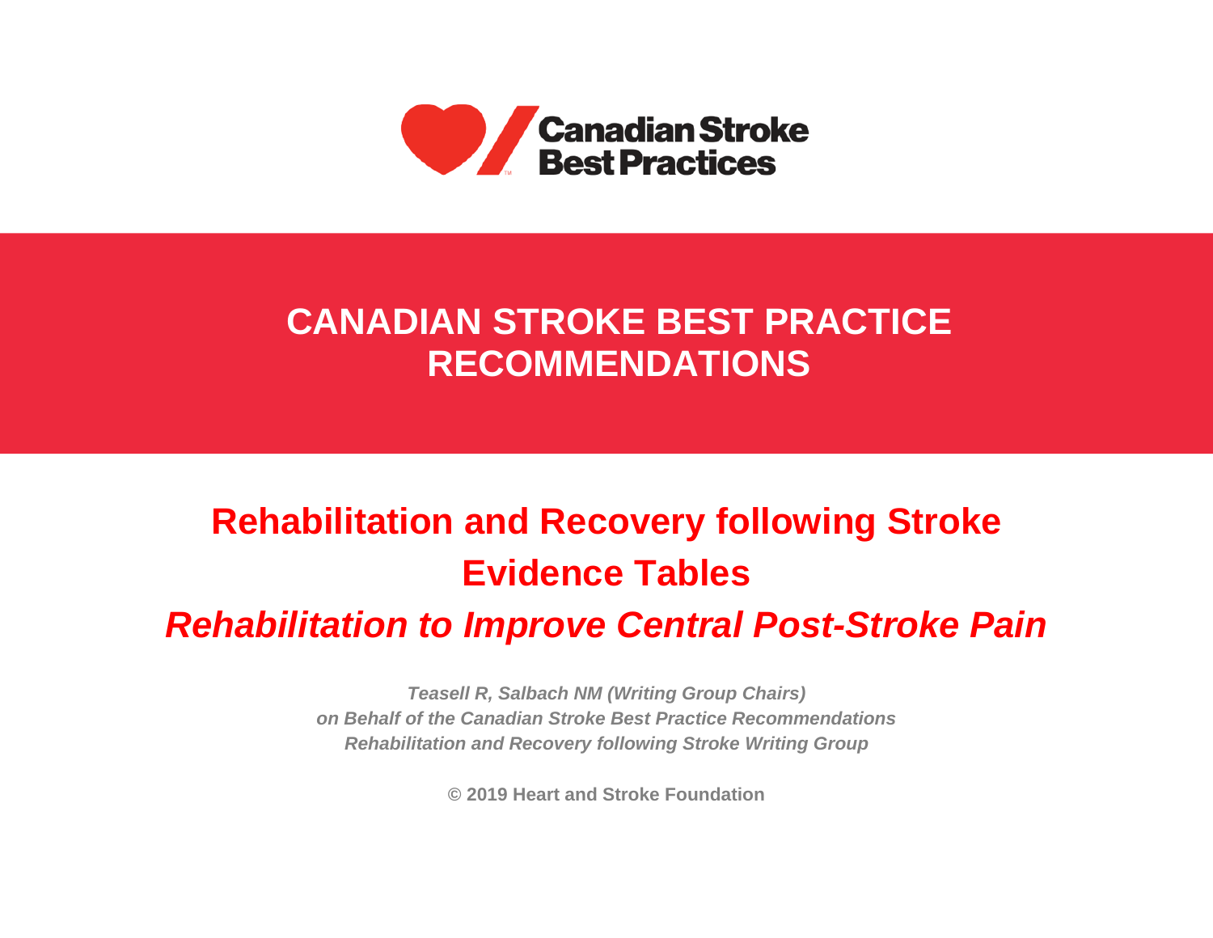Canadian Stroke Best Practices

# CANADIAN STROKE BEST PRACTICE RECOMMENDATIONS

## Rehabilitation and Recovery following Stroke Evidence Tables

## *Rehabilitation to Improve Central Post-Stroke Pain*

*Teasell R, Salbach NM (Writing Group Chairs)*
*on Behalf of the Canadian Stroke Best Practice Recommendations*
*Rehabilitation and Recovery following Stroke Writing Group*

**© 2019 Heart and Stroke Foundation**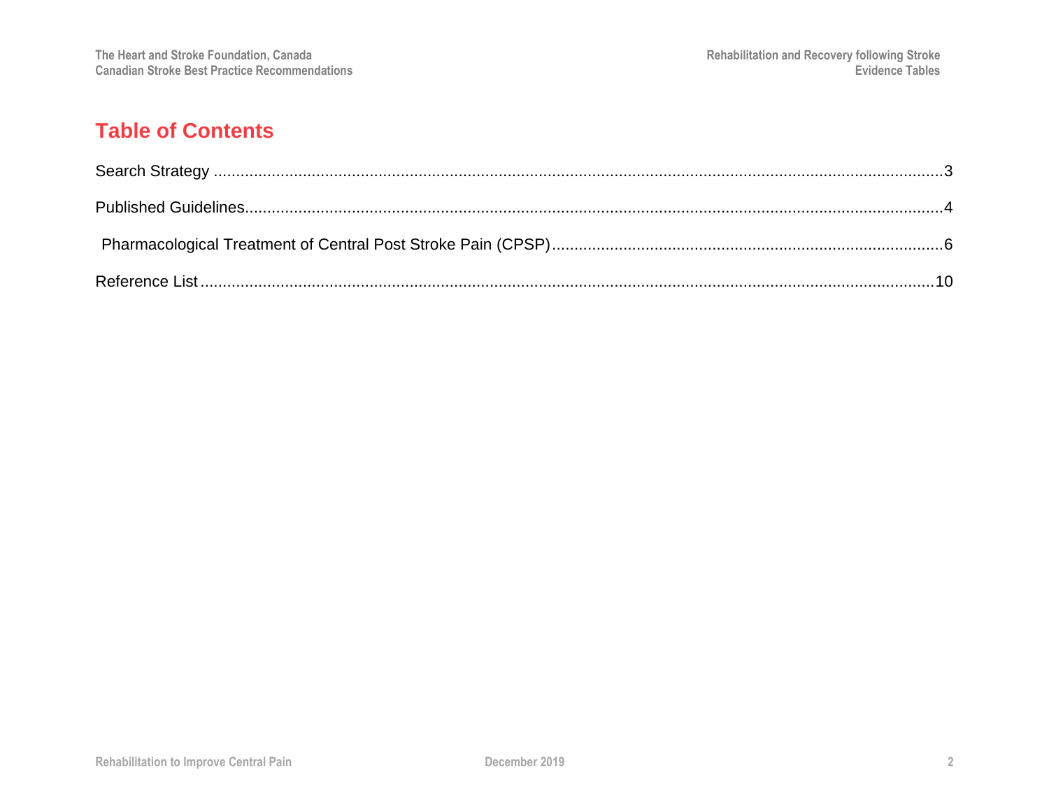# Table of Contents

Search Strategy ............................................................................................................................................3

Published Guidelines......................................................................................................................................4

Pharmacological Treatment of Central Post Stroke Pain (CPSP)......................................................................6

Reference List ..............................................................................................................................................10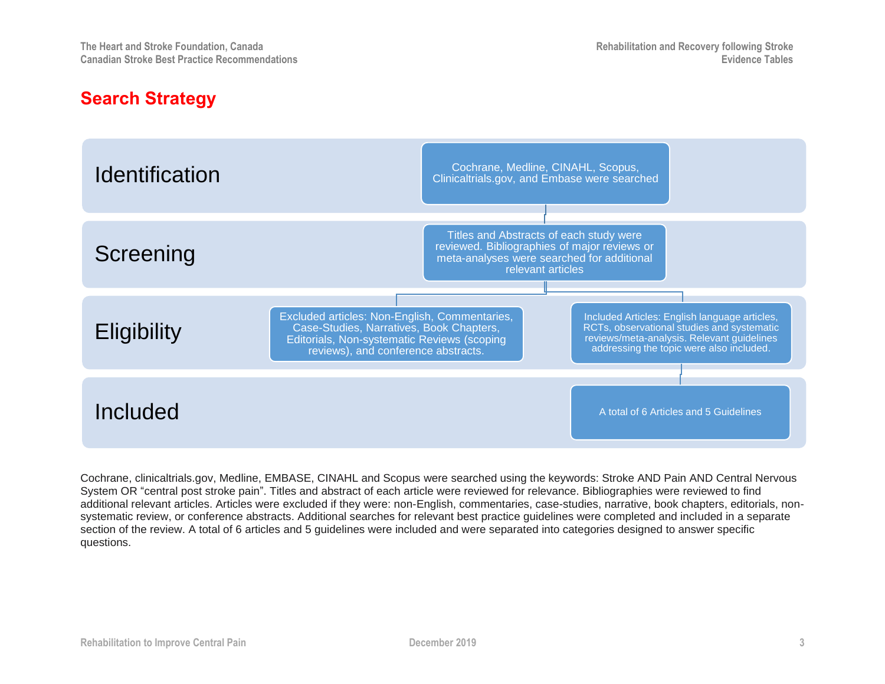# Search Strategy

**Identification**

Cochrane, Medline, CINAHL, Scopus, Clinicaltrials.gov, and Embase were searched

**Screening**

Titles and Abstracts of each study were reviewed. Bibliographies of major reviews or meta-analyses were searched for additional relevant articles

**Eligibility**

Excluded articles: Non-English, Commentaries, Case-Studies, Narratives, Book Chapters, Editorials, Non-systematic Reviews (scoping reviews), and conference abstracts.

Included Articles: English language articles, RCTs, observational studies and systematic reviews/meta-analysis. Relevant guidelines addressing the topic were also included.

**Included**

A total of 6 Articles and 5 Guidelines

Cochrane, clinicaltrials.gov, Medline, EMBASE, CINAHL and Scopus were searched using the keywords: Stroke AND Pain AND Central Nervous System OR "central post stroke pain". Titles and abstract of each article were reviewed for relevance. Bibliographies were reviewed to find additional relevant articles. Articles were excluded if they were: non-English, commentaries, case-studies, narrative, book chapters, editorials, non-systematic review, or conference abstracts. Additional searches for relevant best practice guidelines were completed and included in a separate section of the review. A total of 6 articles and 5 guidelines were included and were separated into categories designed to answer specific questions.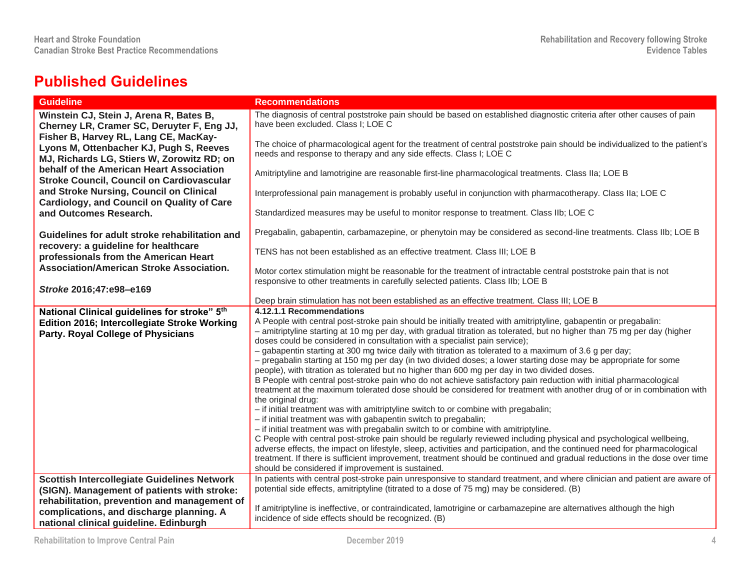# Published Guidelines

| Guideline | Recommendations |
|---|---|
| **Winstein CJ, Stein J, Arena R, Bates B, Cherney LR, Cramer SC, Deruyter F, Eng JJ, Fisher B, Harvey RL, Lang CE, MacKay-Lyons M, Ottenbacher KJ, Pugh S, Reeves MJ, Richards LG, Stiers W, Zorowitz RD; on behalf of the American Heart Association Stroke Council, Council on Cardiovascular and Stroke Nursing, Council on Clinical Cardiology, and Council on Quality of Care and Outcomes Research.**<br><br>**Guidelines for adult stroke rehabilitation and recovery: a guideline for healthcare professionals from the American Heart Association/American Stroke Association.**<br><br>***Stroke* 2016;47:e98–e169** | The diagnosis of central poststroke pain should be based on established diagnostic criteria after other causes of pain have been excluded. Class I; LOE C<br><br>The choice of pharmacological agent for the treatment of central poststroke pain should be individualized to the patient's needs and response to therapy and any side effects. Class I; LOE C<br><br>Amitriptyline and lamotrigine are reasonable first-line pharmacological treatments. Class IIa; LOE B<br><br>Interprofessional pain management is probably useful in conjunction with pharmacotherapy. Class IIa; LOE C<br><br>Standardized measures may be useful to monitor response to treatment. Class IIb; LOE C<br><br>Pregabalin, gabapentin, carbamazepine, or phenytoin may be considered as second-line treatments. Class IIb; LOE B<br><br>TENS has not been established as an effective treatment. Class III; LOE B<br><br>Motor cortex stimulation might be reasonable for the treatment of intractable central poststroke pain that is not responsive to other treatments in carefully selected patients. Class IIb; LOE B<br><br>Deep brain stimulation has not been established as an effective treatment. Class III; LOE B |
| **National Clinical guidelines for stroke" 5th Edition 2016; Intercollegiate Stroke Working Party. Royal College of Physicians** | **4.12.1.1 Recommendations**<br>A People with central post-stroke pain should be initially treated with amitriptyline, gabapentin or pregabalin:<br>– amitriptyline starting at 10 mg per day, with gradual titration as tolerated, but no higher than 75 mg per day (higher doses could be considered in consultation with a specialist pain service);<br>– gabapentin starting at 300 mg twice daily with titration as tolerated to a maximum of 3.6 g per day;<br>– pregabalin starting at 150 mg per day (in two divided doses; a lower starting dose may be appropriate for some people), with titration as tolerated but no higher than 600 mg per day in two divided doses.<br>B People with central post-stroke pain who do not achieve satisfactory pain reduction with initial pharmacological treatment at the maximum tolerated dose should be considered for treatment with another drug of or in combination with the original drug:<br>– if initial treatment was with amitriptyline switch to or combine with pregabalin;<br>– if initial treatment was with gabapentin switch to pregabalin;<br>– if initial treatment was with pregabalin switch to or combine with amitriptyline.<br>C People with central post-stroke pain should be regularly reviewed including physical and psychological wellbeing, adverse effects, the impact on lifestyle, sleep, activities and participation, and the continued need for pharmacological treatment. If there is sufficient improvement, treatment should be continued and gradual reductions in the dose over time should be considered if improvement is sustained. |
| **Scottish Intercollegiate Guidelines Network (SIGN). Management of patients with stroke: rehabilitation, prevention and management of complications, and discharge planning. A national clinical guideline. Edinburgh** | In patients with central post-stroke pain unresponsive to standard treatment, and where clinician and patient are aware of potential side effects, amitriptyline (titrated to a dose of 75 mg) may be considered. (B)<br><br>If amitriptyline is ineffective, or contraindicated, lamotrigine or carbamazepine are alternatives although the high incidence of side effects should be recognized. (B) |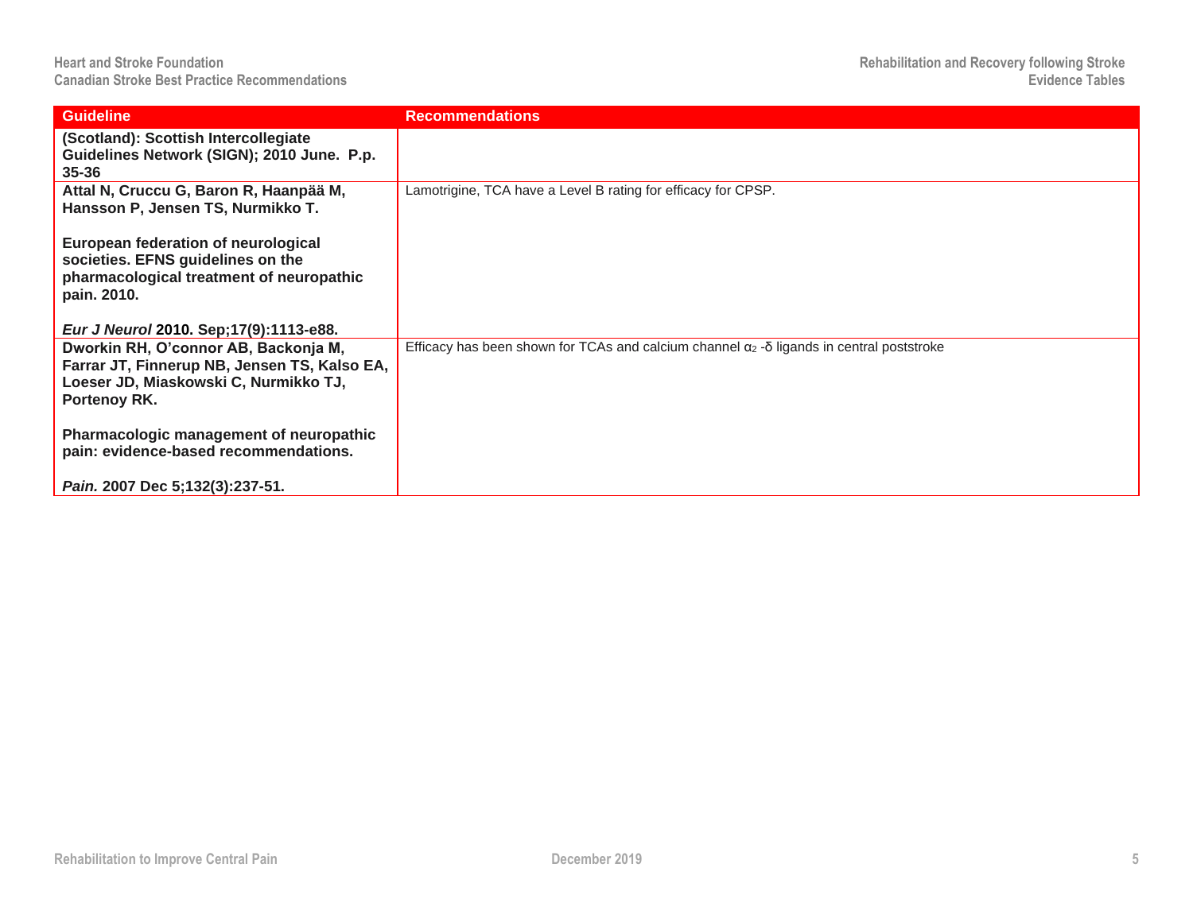| Guideline | Recommendations |
|---|---|
| **(Scotland): Scottish Intercollegiate Guidelines Network (SIGN); 2010 June. P.p. 35-36** | |
| **Attal N, Cruccu G, Baron R, Haanpää M, Hansson P, Jensen TS, Nurmikko T.**<br><br>**European federation of neurological societies. EFNS guidelines on the pharmacological treatment of neuropathic pain. 2010.**<br><br>***Eur J Neurol* 2010. Sep;17(9):1113-e88.** | Lamotrigine, TCA have a Level B rating for efficacy for CPSP. |
| **Dworkin RH, O'connor AB, Backonja M, Farrar JT, Finnerup NB, Jensen TS, Kalso EA, Loeser JD, Miaskowski C, Nurmikko TJ, Portenoy RK.**<br><br>**Pharmacologic management of neuropathic pain: evidence-based recommendations.**<br><br>***Pain.* 2007 Dec 5;132(3):237-51.** | Efficacy has been shown for TCAs and calcium channel $\alpha_2$ -δ ligands in central poststroke |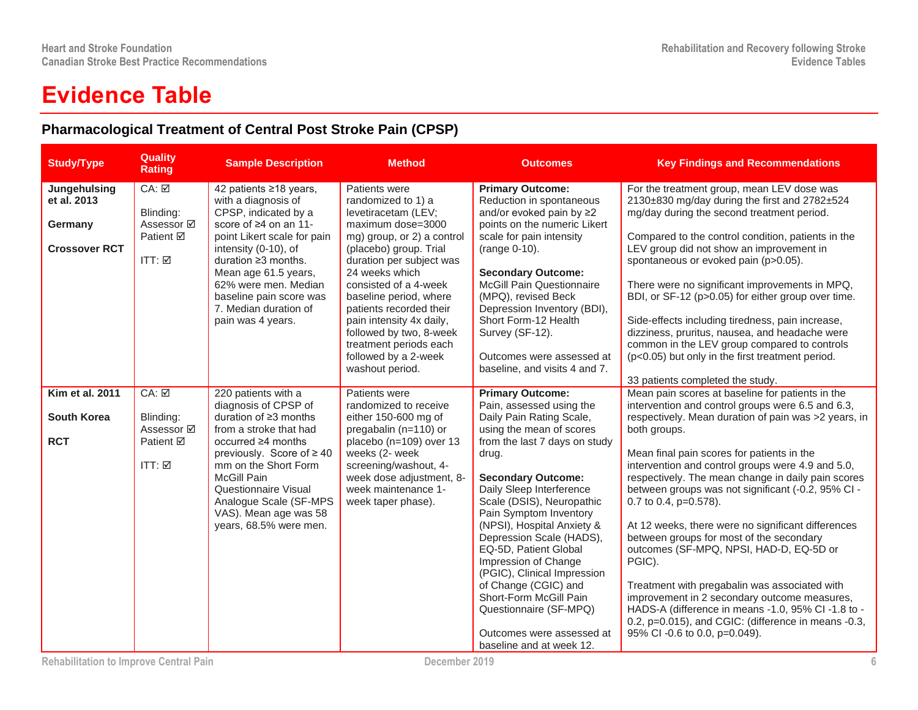# Evidence Table

## Pharmacological Treatment of Central Post Stroke Pain (CPSP)

| Study/Type | Quality Rating | Sample Description | Method | Outcomes | Key Findings and Recommendations |
|---|---|---|---|---|---|
| **Jungehulsing et al. 2013**<br><br>**Germany**<br><br>**Crossover RCT** | CA: ☑<br><br>Blinding:<br>Assessor ☑<br>Patient ☑<br><br>ITT: ☑ | 42 patients ≥18 years, with a diagnosis of CPSP, indicated by a score of ≥4 on an 11-point Likert scale for pain intensity (0-10), of duration ≥3 months. Mean age 61.5 years, 62% were men. Median baseline pain score was 7. Median duration of pain was 4 years. | Patients were randomized to 1) a levetiracetam (LEV; maximum dose=3000 mg) group, or 2) a control (placebo) group. Trial duration per subject was 24 weeks which consisted of a 4-week baseline period, where patients recorded their pain intensity 4x daily, followed by two, 8-week treatment periods each followed by a 2-week washout period. | **Primary Outcome:**<br>Reduction in spontaneous and/or evoked pain by ≥2 points on the numeric Likert scale for pain intensity (range 0-10).<br><br>**Secondary Outcome:**<br>McGill Pain Questionnaire (MPQ), revised Beck Depression Inventory (BDI), Short Form-12 Health Survey (SF-12).<br><br>Outcomes were assessed at baseline, and visits 4 and 7. | For the treatment group, mean LEV dose was 2130±830 mg/day during the first and 2782±524 mg/day during the second treatment period.<br><br>Compared to the control condition, patients in the LEV group did not show an improvement in spontaneous or evoked pain ($p>0.05$).<br><br>There were no significant improvements in MPQ, BDI, or SF-12 ($p>0.05$) for either group over time.<br><br>Side-effects including tiredness, pain increase, dizziness, pruritus, nausea, and headache were common in the LEV group compared to controls ($p<0.05$) but only in the first treatment period.<br><br>33 patients completed the study. |
| **Kim et al. 2011**<br><br>**South Korea**<br><br>**RCT** | CA: ☑<br><br>Blinding:<br>Assessor ☑<br>Patient ☑<br><br>ITT: ☑ | 220 patients with a diagnosis of CPSP of duration of ≥3 months from a stroke that had occurred ≥4 months previously. Score of ≥ 40 mm on the Short Form McGill Pain Questionnaire Visual Analogue Scale (SF-MPS VAS). Mean age was 58 years, 68.5% were men. | Patients were randomized to receive either 150-600 mg of pregabalin (n=110) or placebo (n=109) over 13 weeks (2- week screening/washout, 4-week dose adjustment, 8-week maintenance 1-week taper phase). | **Primary Outcome:**<br>Pain, assessed using the Daily Pain Rating Scale, using the mean of scores from the last 7 days on study drug.<br><br>**Secondary Outcome:**<br>Daily Sleep Interference Scale (DSIS), Neuropathic Pain Symptom Inventory (NPSI), Hospital Anxiety & Depression Scale (HADS), EQ-5D, Patient Global Impression of Change (PGIC), Clinical Impression of Change (CGIC) and Short-Form McGill Pain Questionnaire (SF-MPQ)<br><br>Outcomes were assessed at baseline and at week 12. | Mean pain scores at baseline for patients in the intervention and control groups were 6.5 and 6.3, respectively. Mean duration of pain was >2 years, in both groups.<br><br>Mean final pain scores for patients in the intervention and control groups were 4.9 and 5.0, respectively. The mean change in daily pain scores between groups was not significant (-0.2, 95% CI -0.7 to 0.4, $p=0.578$).<br><br>At 12 weeks, there were no significant differences between groups for most of the secondary outcomes (SF-MPQ, NPSI, HAD-D, EQ-5D or PGIC).<br><br>Treatment with pregabalin was associated with improvement in 2 secondary outcome measures, HADS-A (difference in means -1.0, 95% CI -1.8 to -0.2, $p=0.015$), and CGIC: (difference in means -0.3, 95% CI -0.6 to 0.0, $p=0.049$). |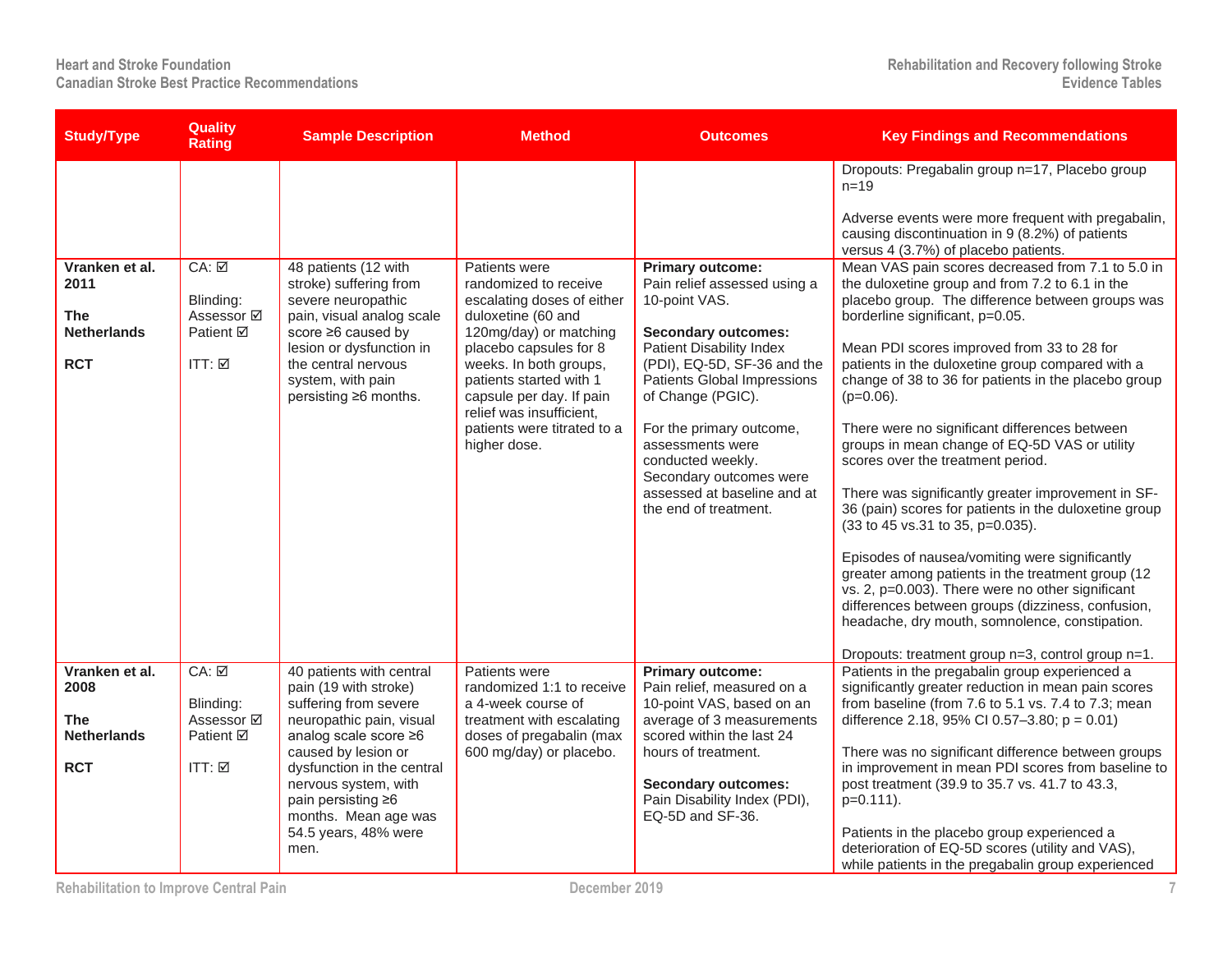| Study/Type | Quality Rating | Sample Description | Method | Outcomes | Key Findings and Recommendations |
|---|---|---|---|---|---|
| | | | | | Dropouts: Pregabalin group n=17, Placebo group n=19<br><br>Adverse events were more frequent with pregabalin, causing discontinuation in 9 (8.2%) of patients versus 4 (3.7%) of placebo patients. |
| **Vranken et al. 2011**<br><br>**The Netherlands**<br><br>**RCT** | CA: ☑<br><br>Blinding:<br>Assessor ☑<br>Patient ☑<br><br>ITT: ☑ | 48 patients (12 with stroke) suffering from severe neuropathic pain, visual analog scale score ≥6 caused by lesion or dysfunction in the central nervous system, with pain persisting ≥6 months. | Patients were randomized to receive escalating doses of either duloxetine (60 and 120mg/day) or matching placebo capsules for 8 weeks. In both groups, patients started with 1 capsule per day. If pain relief was insufficient, patients were titrated to a higher dose. | **Primary outcome:**<br>Pain relief assessed using a 10-point VAS.<br><br>**Secondary outcomes:**<br>Patient Disability Index (PDI), EQ-5D, SF-36 and the Patients Global Impressions of Change (PGIC).<br><br>For the primary outcome, assessments were conducted weekly. Secondary outcomes were assessed at baseline and at the end of treatment. | Mean VAS pain scores decreased from 7.1 to 5.0 in the duloxetine group and from 7.2 to 6.1 in the placebo group. The difference between groups was borderline significant, p=0.05.<br><br>Mean PDI scores improved from 33 to 28 for patients in the duloxetine group compared with a change of 38 to 36 for patients in the placebo group (p=0.06).<br><br>There were no significant differences between groups in mean change of EQ-5D VAS or utility scores over the treatment period.<br><br>There was significantly greater improvement in SF-36 (pain) scores for patients in the duloxetine group (33 to 45 vs.31 to 35, p=0.035).<br><br>Episodes of nausea/vomiting were significantly greater among patients in the treatment group (12 vs. 2, p=0.003). There were no other significant differences between groups (dizziness, confusion, headache, dry mouth, somnolence, constipation.<br><br>Dropouts: treatment group n=3, control group n=1. |
| **Vranken et al. 2008**<br><br>**The Netherlands**<br><br>**RCT** | CA: ☑<br><br>Blinding:<br>Assessor ☑<br>Patient ☑<br><br>ITT: ☑ | 40 patients with central pain (19 with stroke) suffering from severe neuropathic pain, visual analog scale score ≥6 caused by lesion or dysfunction in the central nervous system, with pain persisting ≥6 months. Mean age was 54.5 years, 48% were men. | Patients were randomized 1:1 to receive a 4-week course of treatment with escalating doses of pregabalin (max 600 mg/day) or placebo. | **Primary outcome:**<br>Pain relief, measured on a 10-point VAS, based on an average of 3 measurements scored within the last 24 hours of treatment.<br><br>**Secondary outcomes:**<br>Pain Disability Index (PDI), EQ-5D and SF-36. | Patients in the pregabalin group experienced a significantly greater reduction in mean pain scores from baseline (from 7.6 to 5.1 vs. 7.4 to 7.3; mean difference 2.18, 95% CI 0.57–3.80; p = 0.01)<br><br>There was no significant difference between groups in improvement in mean PDI scores from baseline to post treatment (39.9 to 35.7 vs. 41.7 to 43.3, p=0.111).<br><br>Patients in the placebo group experienced a deterioration of EQ-5D scores (utility and VAS), while patients in the pregabalin group experienced |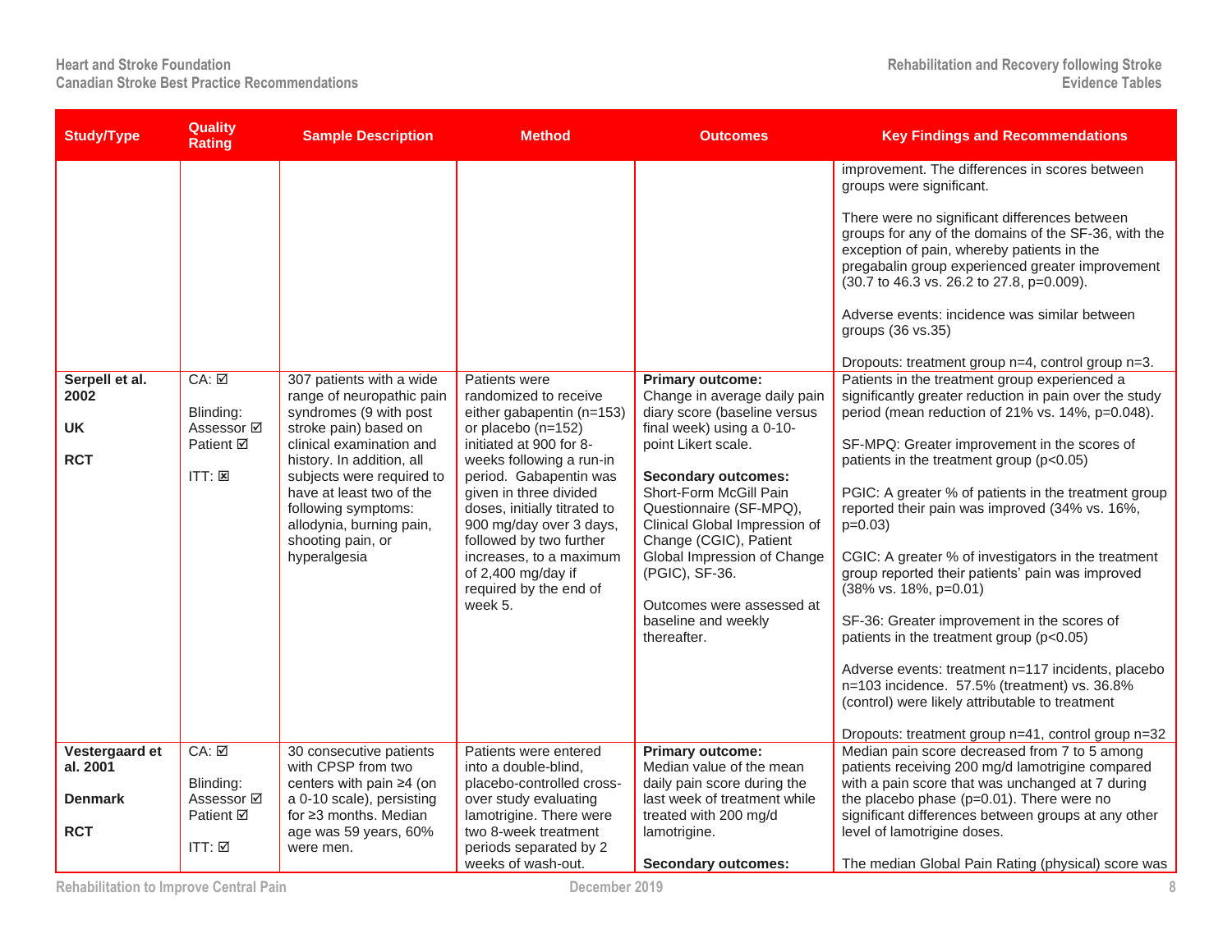| Study/Type | Quality Rating | Sample Description | Method | Outcomes | Key Findings and Recommendations |
|---|---|---|---|---|---|
| | | | | | improvement. The differences in scores between groups were significant.<br><br>There were no significant differences between groups for any of the domains of the SF-36, with the exception of pain, whereby patients in the pregabalin group experienced greater improvement (30.7 to 46.3 vs. 26.2 to 27.8, p=0.009).<br><br>Adverse events: incidence was similar between groups (36 vs.35)<br><br>Dropouts: treatment group n=4, control group n=3. |
| **Serpell et al. 2002**<br><br>**UK**<br><br>**RCT** | CA: ☑<br><br>Blinding:<br>Assessor ☑<br>Patient ☑<br><br>ITT: ☒ | 307 patients with a wide range of neuropathic pain syndromes (9 with post stroke pain) based on clinical examination and history. In addition, all subjects were required to have at least two of the following symptoms: allodynia, burning pain, shooting pain, or hyperalgesia | Patients were randomized to receive either gabapentin (n=153) or placebo (n=152) initiated at 900 for 8-weeks following a run-in period. Gabapentin was given in three divided doses, initially titrated to 900 mg/day over 3 days, followed by two further increases, to a maximum of 2,400 mg/day if required by the end of week 5. | **Primary outcome:** Change in average daily pain diary score (baseline versus final week) using a 0-10-point Likert scale.<br><br>**Secondary outcomes:** Short-Form McGill Pain Questionnaire (SF-MPQ), Clinical Global Impression of Change (CGIC), Patient Global Impression of Change (PGIC), SF-36.<br><br>Outcomes were assessed at baseline and weekly thereafter. | Patients in the treatment group experienced a significantly greater reduction in pain over the study period (mean reduction of 21% vs. 14%, p=0.048).<br><br>SF-MPQ: Greater improvement in the scores of patients in the treatment group (p<0.05)<br><br>PGIC: A greater % of patients in the treatment group reported their pain was improved (34% vs. 16%, p=0.03)<br><br>CGIC: A greater % of investigators in the treatment group reported their patients' pain was improved (38% vs. 18%, p=0.01)<br><br>SF-36: Greater improvement in the scores of patients in the treatment group (p<0.05)<br><br>Adverse events: treatment n=117 incidents, placebo n=103 incidence. 57.5% (treatment) vs. 36.8% (control) were likely attributable to treatment<br><br>Dropouts: treatment group n=41, control group n=32 |
| **Vestergaard et al. 2001**<br><br>**Denmark**<br><br>**RCT** | CA: ☑<br><br>Blinding:<br>Assessor ☑<br>Patient ☑<br><br>ITT: ☑ | 30 consecutive patients with CPSP from two centers with pain ≥4 (on a 0-10 scale), persisting for ≥3 months. Median age was 59 years, 60% were men. | Patients were entered into a double-blind, placebo-controlled cross-over study evaluating lamotrigine. There were two 8-week treatment periods separated by 2 weeks of wash-out. | **Primary outcome:** Median value of the mean daily pain score during the last week of treatment while treated with 200 mg/d lamotrigine.<br><br>**Secondary outcomes:** | Median pain score decreased from 7 to 5 among patients receiving 200 mg/d lamotrigine compared with a pain score that was unchanged at 7 during the placebo phase (p=0.01). There were no significant differences between groups at any other level of lamotrigine doses.<br><br>The median Global Pain Rating (physical) score was |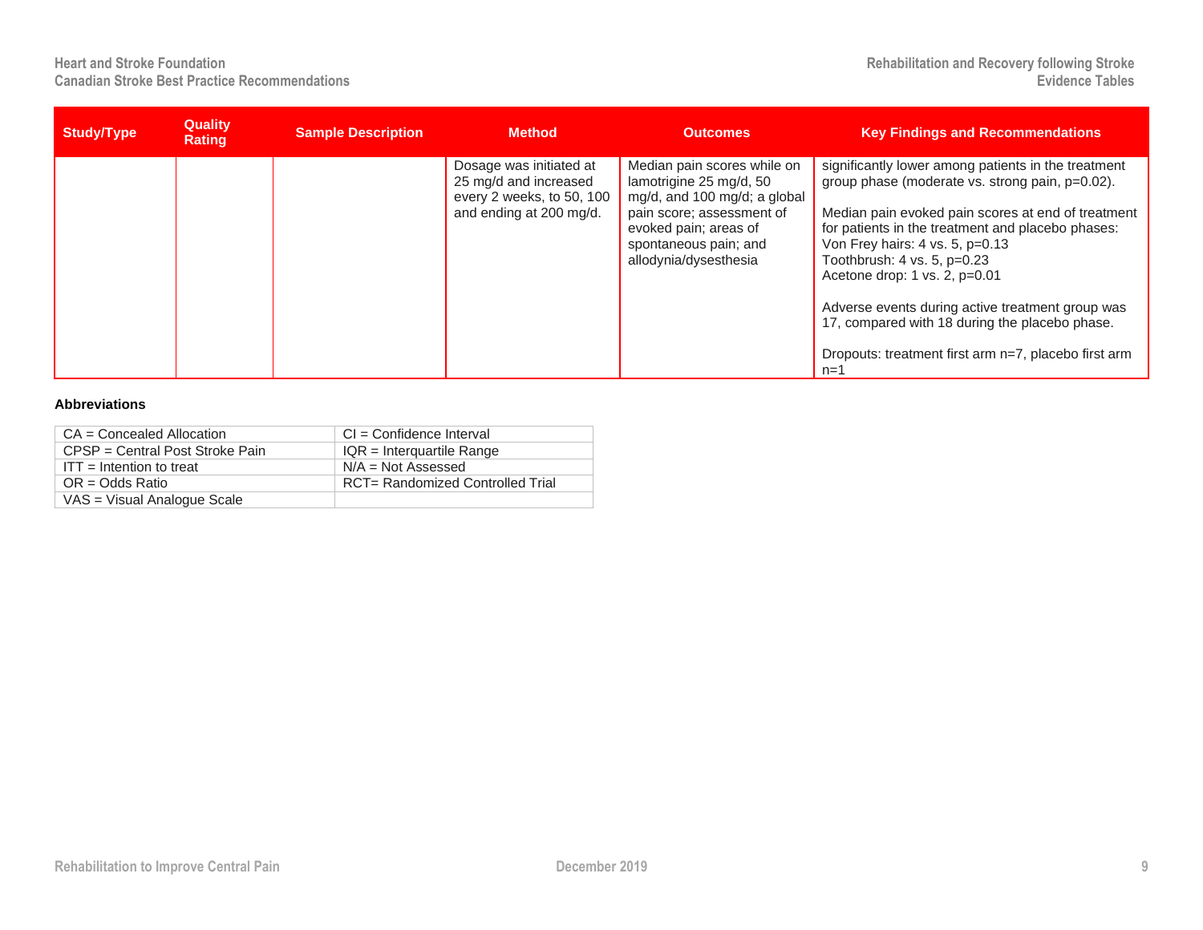| Study/Type | Quality Rating | Sample Description | Method | Outcomes | Key Findings and Recommendations |
| --- | --- | --- | --- | --- | --- |
| | | | Dosage was initiated at 25 mg/d and increased every 2 weeks, to 50, 100 and ending at 200 mg/d. | Median pain scores while on lamotrigine 25 mg/d, 50 mg/d, and 100 mg/d; a global pain score; assessment of evoked pain; areas of spontaneous pain; and allodynia/dysesthesia | significantly lower among patients in the treatment group phase (moderate vs. strong pain, p=0.02).<br><br>Median pain evoked pain scores at end of treatment for patients in the treatment and placebo phases:<br>Von Frey hairs: 4 vs. 5, p=0.13<br>Toothbrush: 4 vs. 5, p=0.23<br>Acetone drop: 1 vs. 2, p=0.01<br><br>Adverse events during active treatment group was 17, compared with 18 during the placebo phase.<br><br>Dropouts: treatment first arm n=7, placebo first arm n=1 |

**Abbreviations**

| | |
| --- | --- |
| CA = Concealed Allocation | CI = Confidence Interval |
| CPSP = Central Post Stroke Pain | IQR = Interquartile Range |
| ITT = Intention to treat | N/A = Not Assessed |
| OR = Odds Ratio | RCT= Randomized Controlled Trial |
| VAS = Visual Analogue Scale | |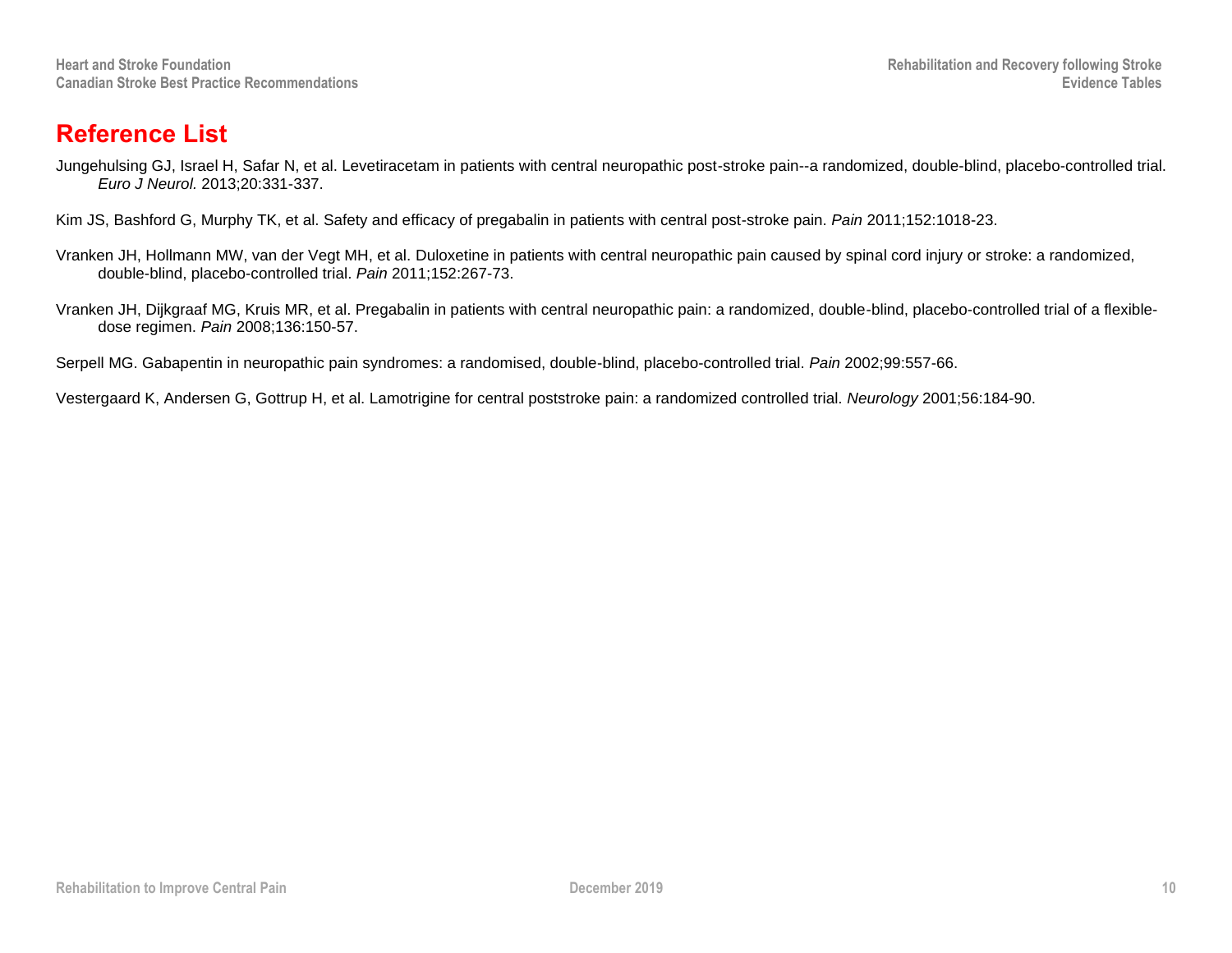# Reference List

Jungehulsing GJ, Israel H, Safar N, et al. Levetiracetam in patients with central neuropathic post-stroke pain--a randomized, double-blind, placebo-controlled trial. *Euro J Neurol.* 2013;20:331-337.

Kim JS, Bashford G, Murphy TK, et al. Safety and efficacy of pregabalin in patients with central post-stroke pain. *Pain* 2011;152:1018-23.

Vranken JH, Hollmann MW, van der Vegt MH, et al. Duloxetine in patients with central neuropathic pain caused by spinal cord injury or stroke: a randomized, double-blind, placebo-controlled trial. *Pain* 2011;152:267-73.

Vranken JH, Dijkgraaf MG, Kruis MR, et al. Pregabalin in patients with central neuropathic pain: a randomized, double-blind, placebo-controlled trial of a flexible-dose regimen. *Pain* 2008;136:150-57.

Serpell MG. Gabapentin in neuropathic pain syndromes: a randomised, double-blind, placebo-controlled trial. *Pain* 2002;99:557-66.

Vestergaard K, Andersen G, Gottrup H, et al. Lamotrigine for central poststroke pain: a randomized controlled trial. *Neurology* 2001;56:184-90.